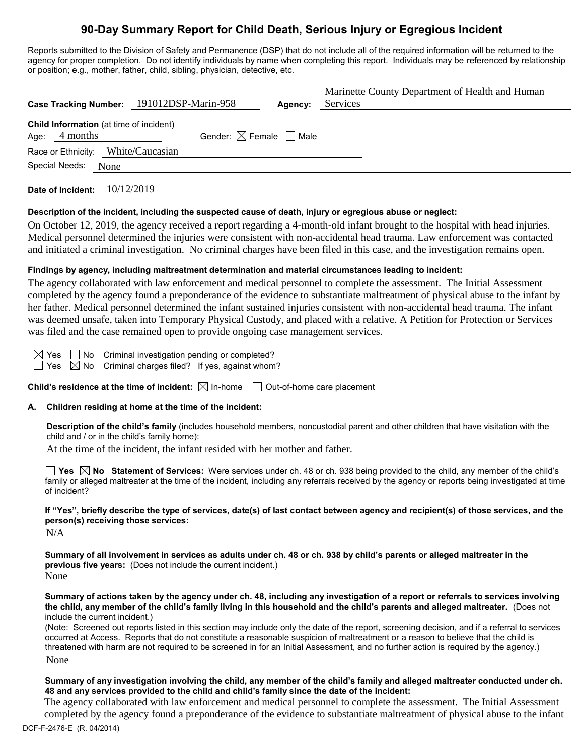# 90-Day Summary Report for Child Death, Serious Injury or Egregious Incident

Reports submitted to the Division of Safety and Permanence (DSP) that do not include all of the required information will be returned to the agency for proper completion. Do not identify individuals by name when completing this report. Individuals may be referenced by relationship or position; e.g., mother, father, child, sibling, physician, detective, etc.

**Case Tracking Number:** 191012DSP-Marin-958 **Agency:** Marinette County Department of Health and Human Services

**Child Information** (at time of incident)

Age: 4 months Gender: ☒ Female ☐ Male

Race or Ethnicity: White/Caucasian

Special Needs: None

**Date of Incident:** 10/12/2019

**Description of the incident, including the suspected cause of death, injury or egregious abuse or neglect:**

On October 12, 2019, the agency received a report regarding a 4-month-old infant brought to the hospital with head injuries. Medical personnel determined the injuries were consistent with non-accidental head trauma. Law enforcement was contacted and initiated a criminal investigation. No criminal charges have been filed in this case, and the investigation remains open.

**Findings by agency, including maltreatment determination and material circumstances leading to incident:**

The agency collaborated with law enforcement and medical personnel to complete the assessment. The Initial Assessment completed by the agency found a preponderance of the evidence to substantiate maltreatment of physical abuse to the infant by her father. Medical personnel determined the infant sustained injuries consistent with non-accidental head trauma. The infant was deemed unsafe, taken into Temporary Physical Custody, and placed with a relative. A Petition for Protection or Services was filed and the case remained open to provide ongoing case management services.

☒ Yes ☐ No Criminal investigation pending or completed?

☐ Yes ☒ No Criminal charges filed? If yes, against whom?

**Child's residence at the time of incident:** ☒ In-home ☐ Out-of-home care placement

**A. Children residing at home at the time of the incident:**

**Description of the child's family** (includes household members, noncustodial parent and other children that have visitation with the child and / or in the child's family home):

At the time of the incident, the infant resided with her mother and father.

☐ **Yes** ☒ **No** **Statement of Services:** Were services under ch. 48 or ch. 938 being provided to the child, any member of the child's family or alleged maltreater at the time of the incident, including any referrals received by the agency or reports being investigated at time of incident?

**If "Yes", briefly describe the type of services, date(s) of last contact between agency and recipient(s) of those services, and the person(s) receiving those services:**

N/A

**Summary of all involvement in services as adults under ch. 48 or ch. 938 by child's parents or alleged maltreater in the previous five years:** (Does not include the current incident.)

None

**Summary of actions taken by the agency under ch. 48, including any investigation of a report or referrals to services involving the child, any member of the child's family living in this household and the child's parents and alleged maltreater.** (Does not include the current incident.)

(Note: Screened out reports listed in this section may include only the date of the report, screening decision, and if a referral to services occurred at Access. Reports that do not constitute a reasonable suspicion of maltreatment or a reason to believe that the child is threatened with harm are not required to be screened in for an Initial Assessment, and no further action is required by the agency.)

None

**Summary of any investigation involving the child, any member of the child's family and alleged maltreater conducted under ch. 48 and any services provided to the child and child's family since the date of the incident:**

The agency collaborated with law enforcement and medical personnel to complete the assessment. The Initial Assessment completed by the agency found a preponderance of the evidence to substantiate maltreatment of physical abuse to the infant

DCF-F-2476-E (R. 04/2014)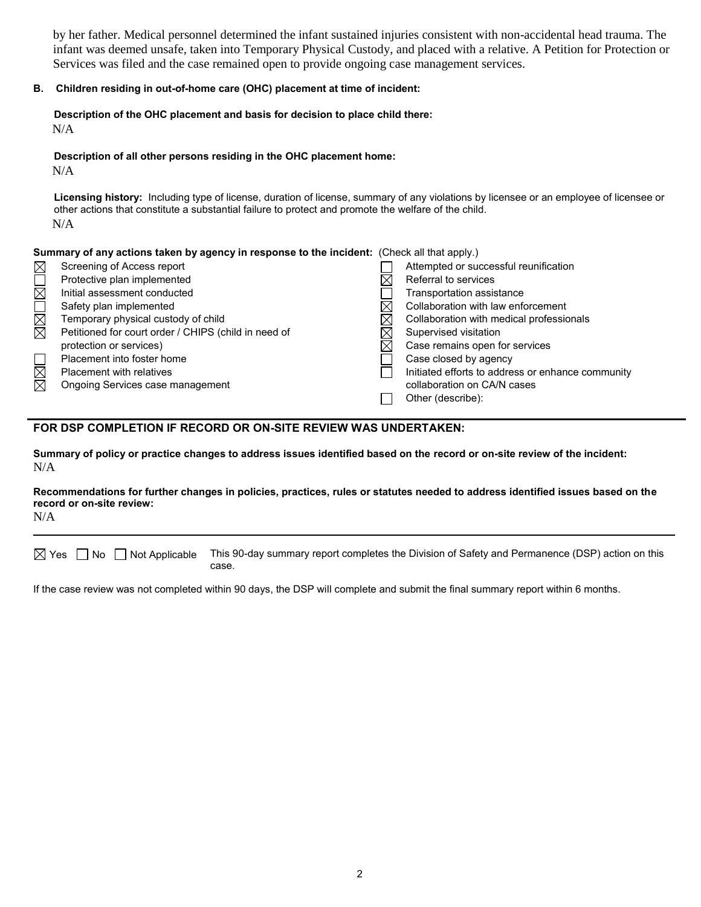by her father. Medical personnel determined the infant sustained injuries consistent with non-accidental head trauma. The infant was deemed unsafe, taken into Temporary Physical Custody, and placed with a relative. A Petition for Protection or Services was filed and the case remained open to provide ongoing case management services.

**B. Children residing in out-of-home care (OHC) placement at time of incident:**

**Description of the OHC placement and basis for decision to place child there:**
N/A

**Description of all other persons residing in the OHC placement home:**
N/A

**Licensing history:** Including type of license, duration of license, summary of any violations by licensee or an employee of licensee or other actions that constitute a substantial failure to protect and promote the welfare of the child.
N/A

**Summary of any actions taken by agency in response to the incident:** (Check all that apply.)

- ☒ Screening of Access report
- ☐ Protective plan implemented
- ☒ Initial assessment conducted
- ☐ Safety plan implemented
- ☒ Temporary physical custody of child
- ☒ Petitioned for court order / CHIPS (child in need of protection or services)
- ☐ Placement into foster home
- ☒ Placement with relatives
- ☒ Ongoing Services case management
- ☐ Attempted or successful reunification
- ☒ Referral to services
- ☐ Transportation assistance
- ☒ Collaboration with law enforcement
- ☒ Collaboration with medical professionals
- ☒ Supervised visitation
- ☒ Case remains open for services
- ☐ Case closed by agency
- ☐ Initiated efforts to address or enhance community collaboration on CA/N cases
- ☐ Other (describe):

## FOR DSP COMPLETION IF RECORD OR ON-SITE REVIEW WAS UNDERTAKEN:

**Summary of policy or practice changes to address issues identified based on the record or on-site review of the incident:**
N/A

**Recommendations for further changes in policies, practices, rules or statutes needed to address identified issues based on the record or on-site review:**
N/A

☒ Yes ☐ No ☐ Not Applicable This 90-day summary report completes the Division of Safety and Permanence (DSP) action on this case.

If the case review was not completed within 90 days, the DSP will complete and submit the final summary report within 6 months.